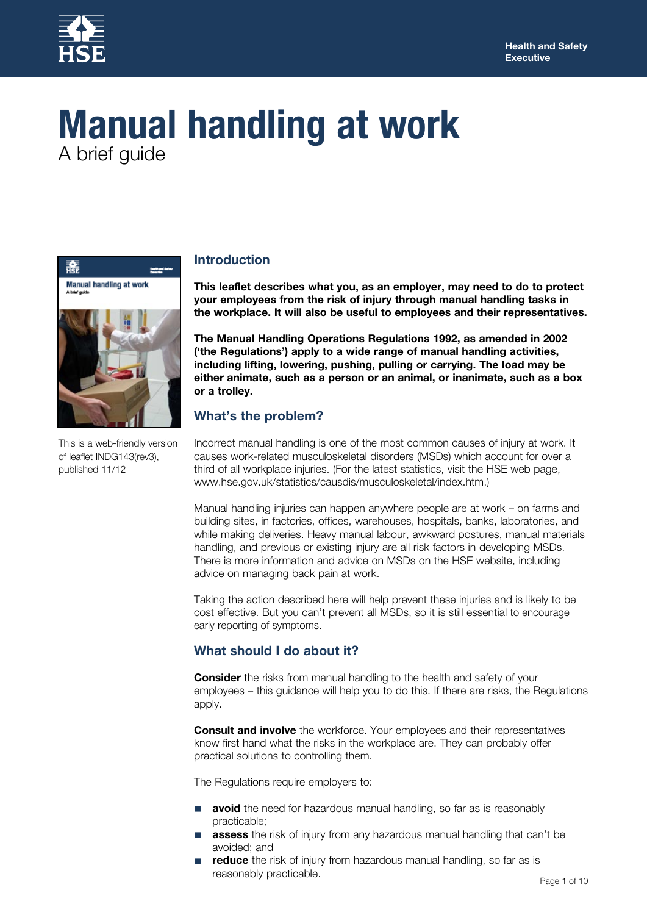# Manual handling at work

A brief guide

This is a web-friendly version of leaflet INDG143(rev3), published 11/12

## Introduction

**This leaflet describes what you, as an employer, may need to do to protect your employees from the risk of injury through manual handling tasks in the workplace. It will also be useful to employees and their representatives.**

**The Manual Handling Operations Regulations 1992, as amended in 2002 ('the Regulations') apply to a wide range of manual handling activities, including lifting, lowering, pushing, pulling or carrying. The load may be either animate, such as a person or an animal, or inanimate, such as a box or a trolley.**

## What's the problem?

Incorrect manual handling is one of the most common causes of injury at work. It causes work-related musculoskeletal disorders (MSDs) which account for over a third of all workplace injuries. (For the latest statistics, visit the HSE web page, www.hse.gov.uk/statistics/causdis/musculoskeletal/index.htm.)

Manual handling injuries can happen anywhere people are at work – on farms and building sites, in factories, offices, warehouses, hospitals, banks, laboratories, and while making deliveries. Heavy manual labour, awkward postures, manual materials handling, and previous or existing injury are all risk factors in developing MSDs. There is more information and advice on MSDs on the HSE website, including advice on managing back pain at work.

Taking the action described here will help prevent these injuries and is likely to be cost effective. But you can't prevent all MSDs, so it is still essential to encourage early reporting of symptoms.

## What should I do about it?

**Consider** the risks from manual handling to the health and safety of your employees – this guidance will help you to do this. If there are risks, the Regulations apply.

**Consult and involve** the workforce. Your employees and their representatives know first hand what the risks in the workplace are. They can probably offer practical solutions to controlling them.

The Regulations require employers to:

- **avoid** the need for hazardous manual handling, so far as is reasonably practicable;
- **assess** the risk of injury from any hazardous manual handling that can't be avoided; and
- **reduce** the risk of injury from hazardous manual handling, so far as is reasonably practicable.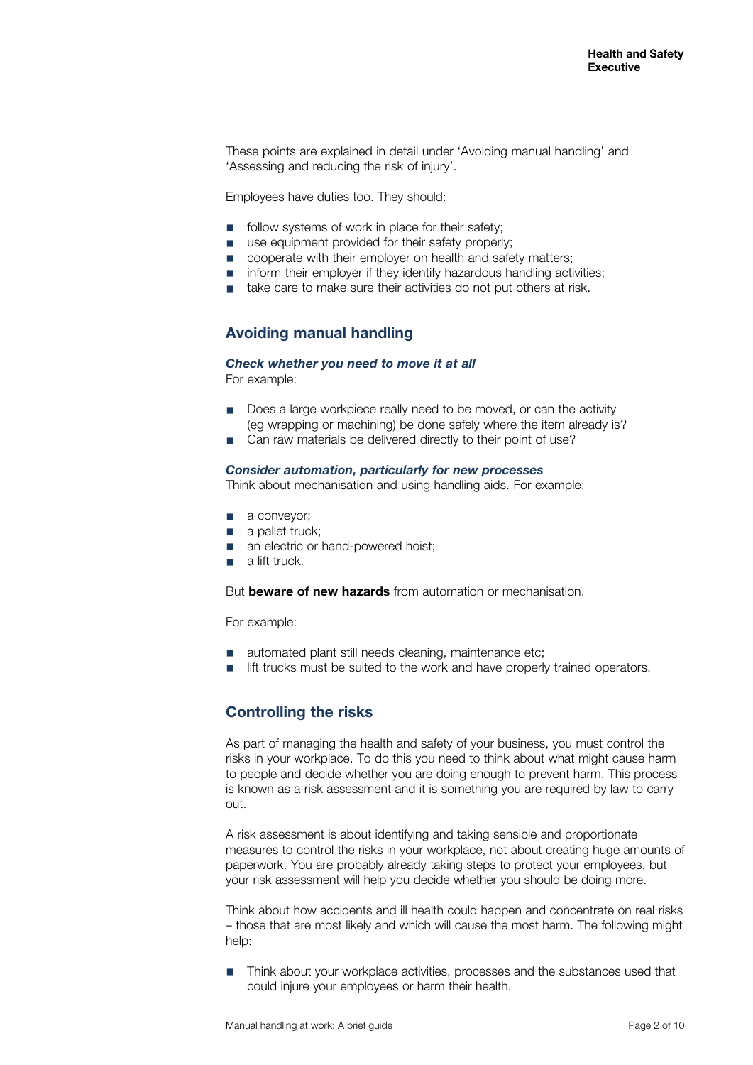These points are explained in detail under 'Avoiding manual handling' and 'Assessing and reducing the risk of injury'.

Employees have duties too. They should:

- follow systems of work in place for their safety;
- use equipment provided for their safety properly;
- cooperate with their employer on health and safety matters;
- inform their employer if they identify hazardous handling activities;
- take care to make sure their activities do not put others at risk.

## Avoiding manual handling

### *Check whether you need to move it at all*

For example:

- Does a large workpiece really need to be moved, or can the activity (eg wrapping or machining) be done safely where the item already is?
- Can raw materials be delivered directly to their point of use?

### *Consider automation, particularly for new processes*

Think about mechanisation and using handling aids. For example:

- a conveyor;
- a pallet truck;
- an electric or hand-powered hoist;
- a lift truck.

But **beware of new hazards** from automation or mechanisation.

For example:

- automated plant still needs cleaning, maintenance etc;
- lift trucks must be suited to the work and have properly trained operators.

## Controlling the risks

As part of managing the health and safety of your business, you must control the risks in your workplace. To do this you need to think about what might cause harm to people and decide whether you are doing enough to prevent harm. This process is known as a risk assessment and it is something you are required by law to carry out.

A risk assessment is about identifying and taking sensible and proportionate measures to control the risks in your workplace, not about creating huge amounts of paperwork. You are probably already taking steps to protect your employees, but your risk assessment will help you decide whether you should be doing more.

Think about how accidents and ill health could happen and concentrate on real risks – those that are most likely and which will cause the most harm. The following might help:

- Think about your workplace activities, processes and the substances used that could injure your employees or harm their health.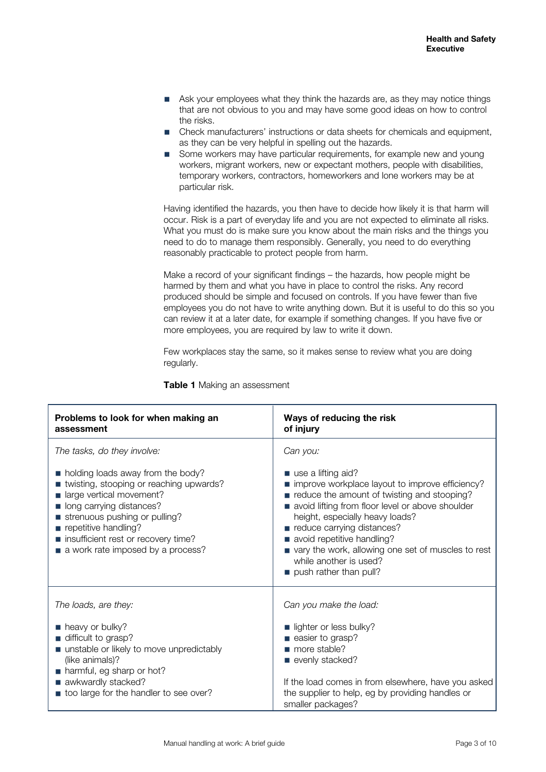- Ask your employees what they think the hazards are, as they may notice things that are not obvious to you and may have some good ideas on how to control the risks.
- Check manufacturers' instructions or data sheets for chemicals and equipment, as they can be very helpful in spelling out the hazards.
- Some workers may have particular requirements, for example new and young workers, migrant workers, new or expectant mothers, people with disabilities, temporary workers, contractors, homeworkers and lone workers may be at particular risk.

Having identified the hazards, you then have to decide how likely it is that harm will occur. Risk is a part of everyday life and you are not expected to eliminate all risks. What you must do is make sure you know about the main risks and the things you need to do to manage them responsibly. Generally, you need to do everything reasonably practicable to protect people from harm.

Make a record of your significant findings – the hazards, how people might be harmed by them and what you have in place to control the risks. Any record produced should be simple and focused on controls. If you have fewer than five employees you do not have to write anything down. But it is useful to do this so you can review it at a later date, for example if something changes. If you have five or more employees, you are required by law to write it down.

Few workplaces stay the same, so it makes sense to review what you are doing regularly.

**Table 1** Making an assessment

| Problems to look for when making an assessment | Ways of reducing the risk of injury |
|---|---|
| *The tasks, do they involve:*<br><br>■ holding loads away from the body?<br>■ twisting, stooping or reaching upwards?<br>■ large vertical movement?<br>■ long carrying distances?<br>■ strenuous pushing or pulling?<br>■ repetitive handling?<br>■ insufficient rest or recovery time?<br>■ a work rate imposed by a process? | *Can you:*<br><br>■ use a lifting aid?<br>■ improve workplace layout to improve efficiency?<br>■ reduce the amount of twisting and stooping?<br>■ avoid lifting from floor level or above shoulder height, especially heavy loads?<br>■ reduce carrying distances?<br>■ avoid repetitive handling?<br>■ vary the work, allowing one set of muscles to rest while another is used?<br>■ push rather than pull? |
| *The loads, are they:*<br><br>■ heavy or bulky?<br>■ difficult to grasp?<br>■ unstable or likely to move unpredictably (like animals)?<br>■ harmful, eg sharp or hot?<br>■ awkwardly stacked?<br>■ too large for the handler to see over? | *Can you make the load:*<br><br>■ lighter or less bulky?<br>■ easier to grasp?<br>■ more stable?<br>■ evenly stacked?<br><br>If the load comes in from elsewhere, have you asked the supplier to help, eg by providing handles or smaller packages? |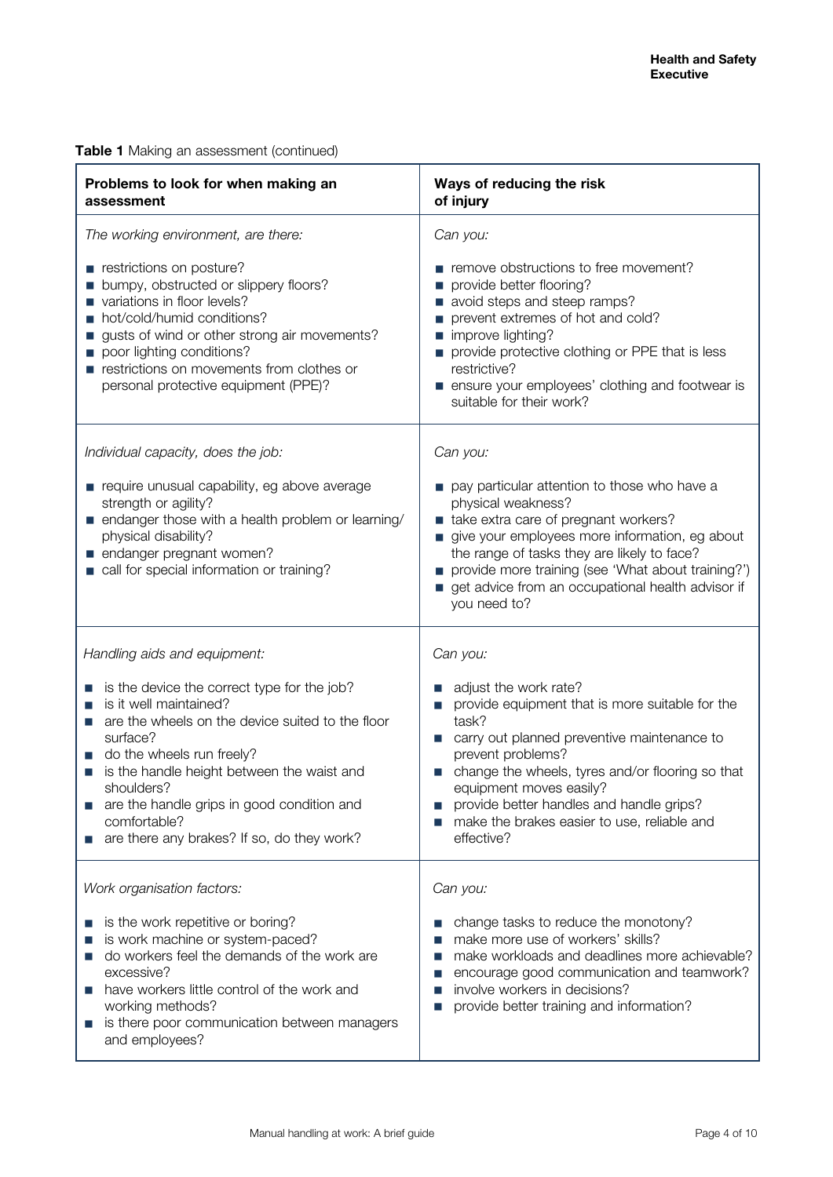**Table 1** Making an assessment (continued)

| Problems to look for when making an assessment | Ways of reducing the risk of injury |
|---|---|
| *The working environment, are there:*<br><br>■ restrictions on posture?<br>■ bumpy, obstructed or slippery floors?<br>■ variations in floor levels?<br>■ hot/cold/humid conditions?<br>■ gusts of wind or other strong air movements?<br>■ poor lighting conditions?<br>■ restrictions on movements from clothes or personal protective equipment (PPE)? | *Can you:*<br><br>■ remove obstructions to free movement?<br>■ provide better flooring?<br>■ avoid steps and steep ramps?<br>■ prevent extremes of hot and cold?<br>■ improve lighting?<br>■ provide protective clothing or PPE that is less restrictive?<br>■ ensure your employees' clothing and footwear is suitable for their work? |
| *Individual capacity, does the job:*<br><br>■ require unusual capability, eg above average strength or agility?<br>■ endanger those with a health problem or learning/physical disability?<br>■ endanger pregnant women?<br>■ call for special information or training? | *Can you:*<br><br>■ pay particular attention to those who have a physical weakness?<br>■ take extra care of pregnant workers?<br>■ give your employees more information, eg about the range of tasks they are likely to face?<br>■ provide more training (see 'What about training?')<br>■ get advice from an occupational health advisor if you need to? |
| *Handling aids and equipment:*<br><br>■ is the device the correct type for the job?<br>■ is it well maintained?<br>■ are the wheels on the device suited to the floor surface?<br>■ do the wheels run freely?<br>■ is the handle height between the waist and shoulders?<br>■ are the handle grips in good condition and comfortable?<br>■ are there any brakes? If so, do they work? | *Can you:*<br><br>■ adjust the work rate?<br>■ provide equipment that is more suitable for the task?<br>■ carry out planned preventive maintenance to prevent problems?<br>■ change the wheels, tyres and/or flooring so that equipment moves easily?<br>■ provide better handles and handle grips?<br>■ make the brakes easier to use, reliable and effective? |
| *Work organisation factors:*<br><br>■ is the work repetitive or boring?<br>■ is work machine or system-paced?<br>■ do workers feel the demands of the work are excessive?<br>■ have workers little control of the work and working methods?<br>■ is there poor communication between managers and employees? | *Can you:*<br><br>■ change tasks to reduce the monotony?<br>■ make more use of workers' skills?<br>■ make workloads and deadlines more achievable?<br>■ encourage good communication and teamwork?<br>■ involve workers in decisions?<br>■ provide better training and information? |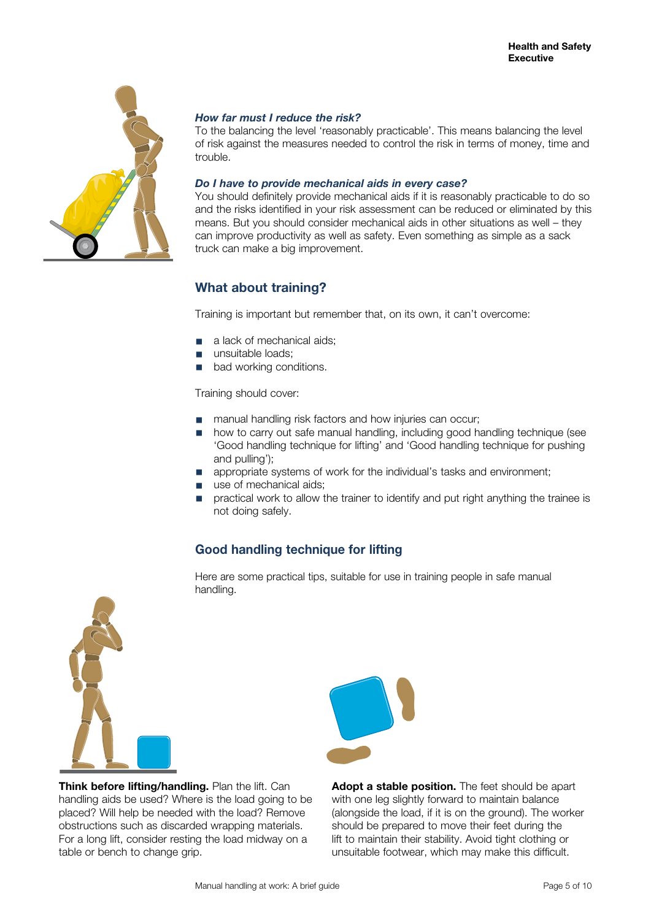### *How far must I reduce the risk?*

To the balancing the level 'reasonably practicable'. This means balancing the level of risk against the measures needed to control the risk in terms of money, time and trouble.

### *Do I have to provide mechanical aids in every case?*

You should definitely provide mechanical aids if it is reasonably practicable to do so and the risks identified in your risk assessment can be reduced or eliminated by this means. But you should consider mechanical aids in other situations as well – they can improve productivity as well as safety. Even something as simple as a sack truck can make a big improvement.

## What about training?

Training is important but remember that, on its own, it can't overcome:

- a lack of mechanical aids;
- unsuitable loads;
- bad working conditions.

Training should cover:

- manual handling risk factors and how injuries can occur;
- how to carry out safe manual handling, including good handling technique (see 'Good handling technique for lifting' and 'Good handling technique for pushing and pulling');
- appropriate systems of work for the individual's tasks and environment;
- use of mechanical aids;
- practical work to allow the trainer to identify and put right anything the trainee is not doing safely.

## Good handling technique for lifting

Here are some practical tips, suitable for use in training people in safe manual handling.

**Think before lifting/handling.** Plan the lift. Can handling aids be used? Where is the load going to be placed? Will help be needed with the load? Remove obstructions such as discarded wrapping materials. For a long lift, consider resting the load midway on a table or bench to change grip.

**Adopt a stable position.** The feet should be apart with one leg slightly forward to maintain balance (alongside the load, if it is on the ground). The worker should be prepared to move their feet during the lift to maintain their stability. Avoid tight clothing or unsuitable footwear, which may make this difficult.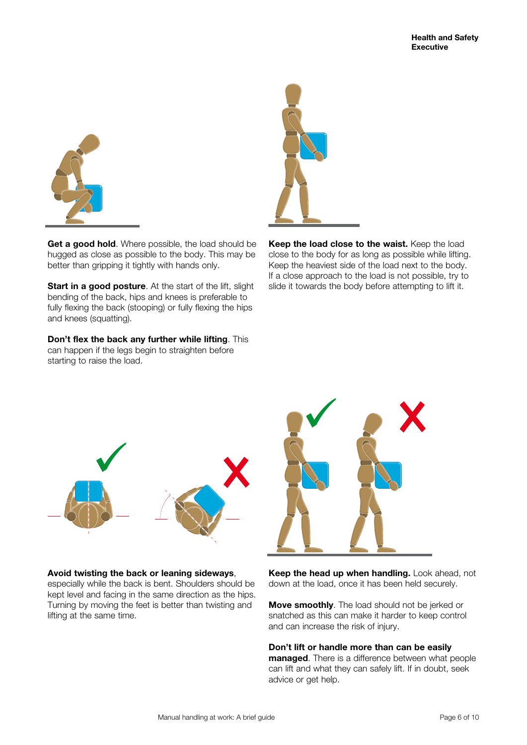**Get a good hold**. Where possible, the load should be hugged as close as possible to the body. This may be better than gripping it tightly with hands only.

**Start in a good posture**. At the start of the lift, slight bending of the back, hips and knees is preferable to fully flexing the back (stooping) or fully flexing the hips and knees (squatting).

**Don't flex the back any further while lifting**. This can happen if the legs begin to straighten before starting to raise the load.

**Keep the load close to the waist.** Keep the load close to the body for as long as possible while lifting. Keep the heaviest side of the load next to the body. If a close approach to the load is not possible, try to slide it towards the body before attempting to lift it.

**Avoid twisting the back or leaning sideways**, especially while the back is bent. Shoulders should be kept level and facing in the same direction as the hips. Turning by moving the feet is better than twisting and lifting at the same time.

**Keep the head up when handling.** Look ahead, not down at the load, once it has been held securely.

**Move smoothly**. The load should not be jerked or snatched as this can make it harder to keep control and can increase the risk of injury.

**Don't lift or handle more than can be easily managed**. There is a difference between what people can lift and what they can safely lift. If in doubt, seek advice or get help.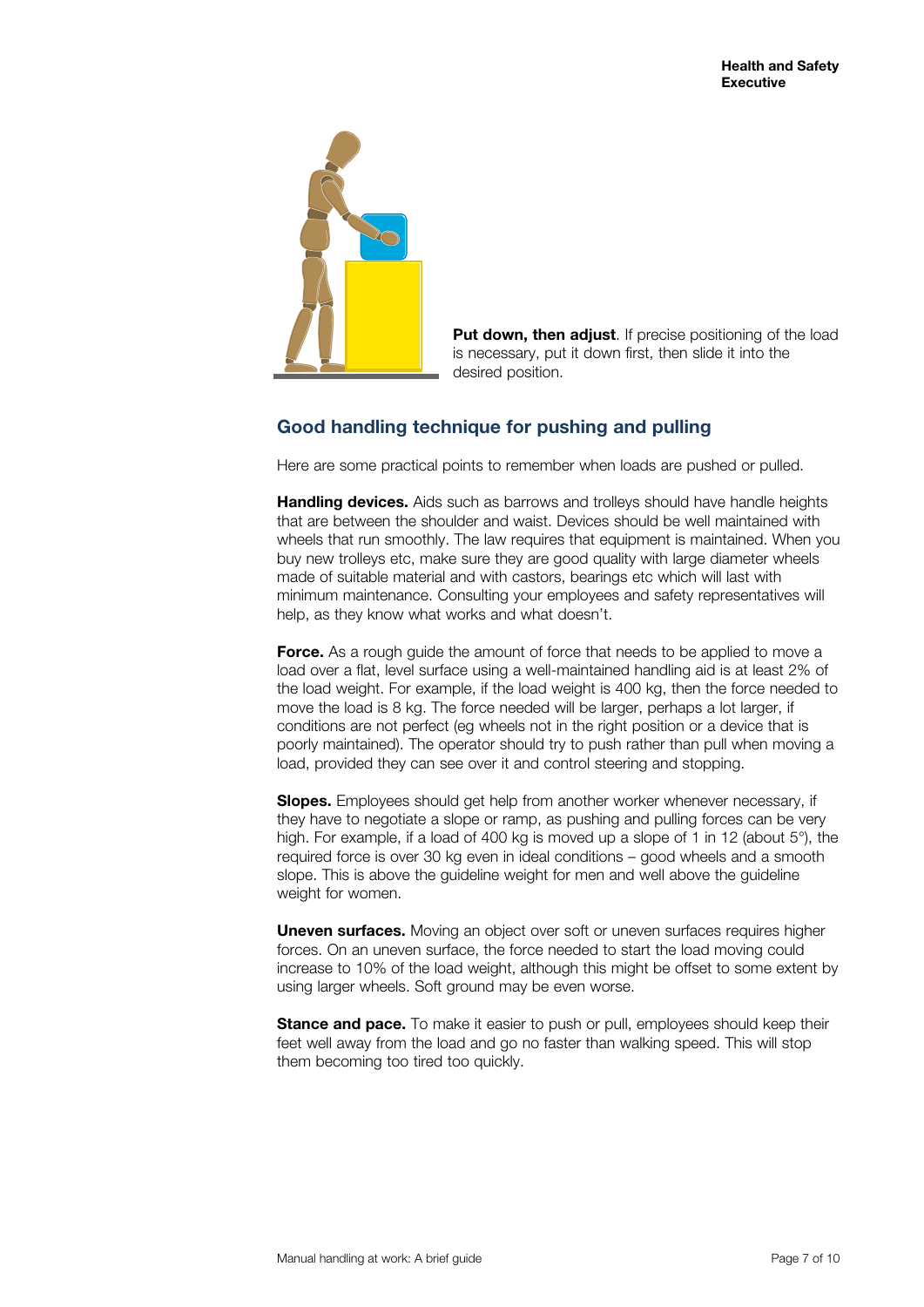**Put down, then adjust**. If precise positioning of the load is necessary, put it down first, then slide it into the desired position.

## Good handling technique for pushing and pulling

Here are some practical points to remember when loads are pushed or pulled.

**Handling devices.** Aids such as barrows and trolleys should have handle heights that are between the shoulder and waist. Devices should be well maintained with wheels that run smoothly. The law requires that equipment is maintained. When you buy new trolleys etc, make sure they are good quality with large diameter wheels made of suitable material and with castors, bearings etc which will last with minimum maintenance. Consulting your employees and safety representatives will help, as they know what works and what doesn't.

**Force.** As a rough guide the amount of force that needs to be applied to move a load over a flat, level surface using a well-maintained handling aid is at least 2% of the load weight. For example, if the load weight is 400 kg, then the force needed to move the load is 8 kg. The force needed will be larger, perhaps a lot larger, if conditions are not perfect (eg wheels not in the right position or a device that is poorly maintained). The operator should try to push rather than pull when moving a load, provided they can see over it and control steering and stopping.

**Slopes.** Employees should get help from another worker whenever necessary, if they have to negotiate a slope or ramp, as pushing and pulling forces can be very high. For example, if a load of 400 kg is moved up a slope of 1 in 12 (about 5°), the required force is over 30 kg even in ideal conditions – good wheels and a smooth slope. This is above the guideline weight for men and well above the guideline weight for women.

**Uneven surfaces.** Moving an object over soft or uneven surfaces requires higher forces. On an uneven surface, the force needed to start the load moving could increase to 10% of the load weight, although this might be offset to some extent by using larger wheels. Soft ground may be even worse.

**Stance and pace.** To make it easier to push or pull, employees should keep their feet well away from the load and go no faster than walking speed. This will stop them becoming too tired too quickly.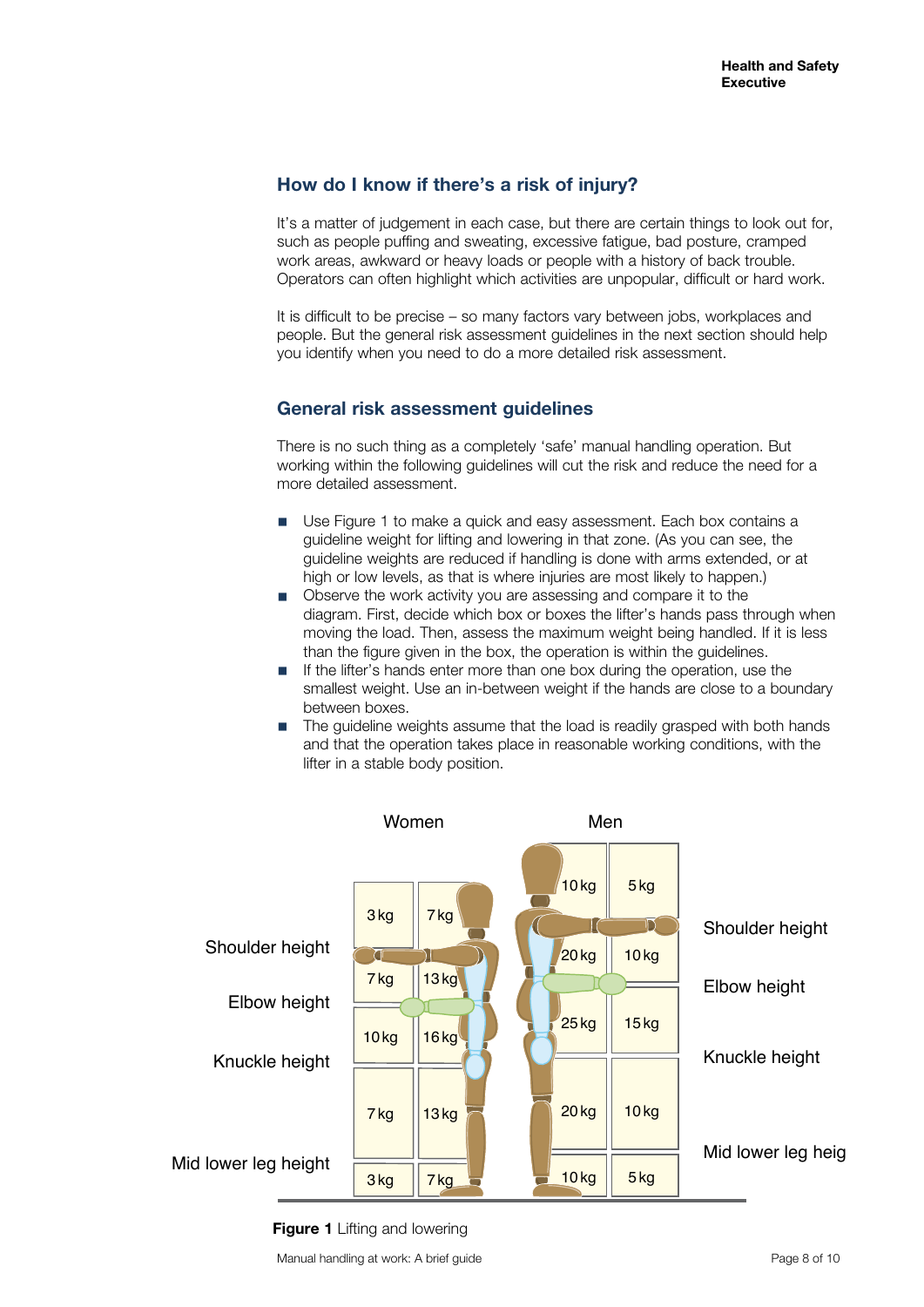## How do I know if there's a risk of injury?

It's a matter of judgement in each case, but there are certain things to look out for, such as people puffing and sweating, excessive fatigue, bad posture, cramped work areas, awkward or heavy loads or people with a history of back trouble. Operators can often highlight which activities are unpopular, difficult or hard work.

It is difficult to be precise – so many factors vary between jobs, workplaces and people. But the general risk assessment guidelines in the next section should help you identify when you need to do a more detailed risk assessment.

## General risk assessment guidelines

There is no such thing as a completely 'safe' manual handling operation. But working within the following guidelines will cut the risk and reduce the need for a more detailed assessment.

- Use Figure 1 to make a quick and easy assessment. Each box contains a guideline weight for lifting and lowering in that zone. (As you can see, the guideline weights are reduced if handling is done with arms extended, or at high or low levels, as that is where injuries are most likely to happen.)
- Observe the work activity you are assessing and compare it to the diagram. First, decide which box or boxes the lifter's hands pass through when moving the load. Then, assess the maximum weight being handled. If it is less than the figure given in the box, the operation is within the guidelines.
- If the lifter's hands enter more than one box during the operation, use the smallest weight. Use an in-between weight if the hands are close to a boundary between boxes.
- The guideline weights assume that the load is readily grasped with both hands and that the operation takes place in reasonable working conditions, with the lifter in a stable body position.

| Zone | Women (arms extended) | Women (close to body) | Men (close to body) | Men (arms extended) |
|---|---|---|---|---|
| Above shoulder height | 3 kg | 7 kg | 10 kg | 5 kg |
| Shoulder height to elbow height | 7 kg | 13 kg | 20 kg | 10 kg |
| Elbow height to knuckle height | 10 kg | 16 kg | 25 kg | 15 kg |
| Knuckle height to mid lower leg height | 7 kg | 13 kg | 20 kg | 10 kg |
| Below mid lower leg height | 3 kg | 7 kg | 10 kg | 5 kg |

**Figure 1** Lifting and lowering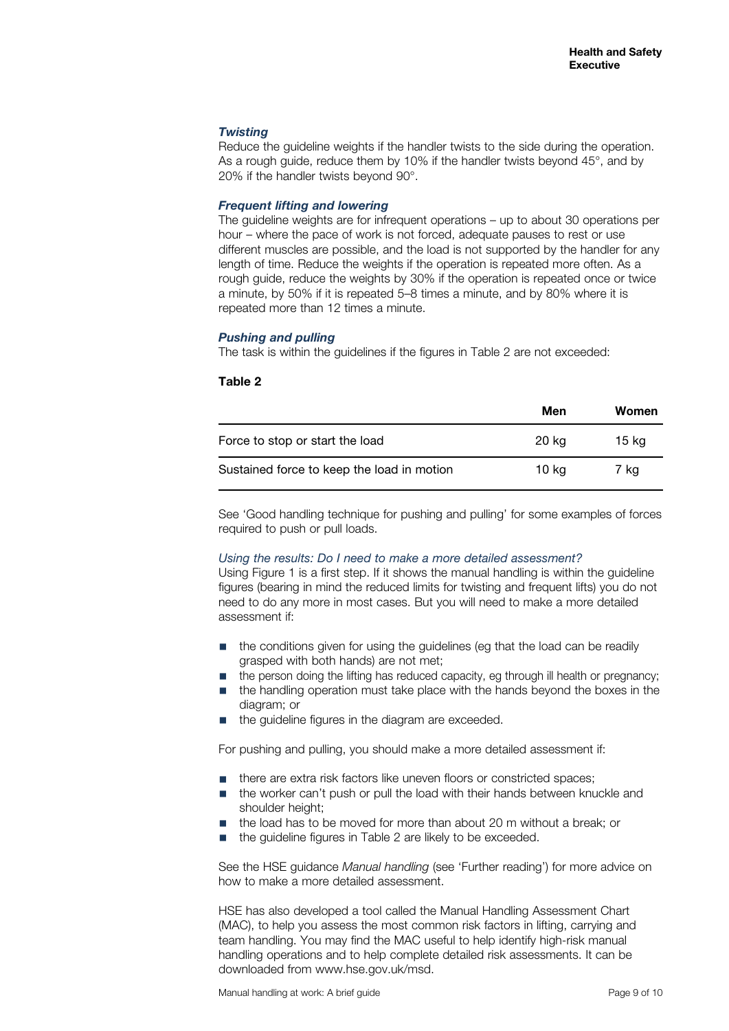### *Twisting*

Reduce the guideline weights if the handler twists to the side during the operation. As a rough guide, reduce them by 10% if the handler twists beyond 45°, and by 20% if the handler twists beyond 90°.

### *Frequent lifting and lowering*

The guideline weights are for infrequent operations – up to about 30 operations per hour – where the pace of work is not forced, adequate pauses to rest or use different muscles are possible, and the load is not supported by the handler for any length of time. Reduce the weights if the operation is repeated more often. As a rough guide, reduce the weights by 30% if the operation is repeated once or twice a minute, by 50% if it is repeated 5–8 times a minute, and by 80% where it is repeated more than 12 times a minute.

### *Pushing and pulling*

The task is within the guidelines if the figures in Table 2 are not exceeded:

**Table 2**

| | Men | Women |
|---|---|---|
| Force to stop or start the load | 20 kg | 15 kg |
| Sustained force to keep the load in motion | 10 kg | 7 kg |

See 'Good handling technique for pushing and pulling' for some examples of forces required to push or pull loads.

*Using the results: Do I need to make a more detailed assessment?*

Using Figure 1 is a first step. If it shows the manual handling is within the guideline figures (bearing in mind the reduced limits for twisting and frequent lifts) you do not need to do any more in most cases. But you will need to make a more detailed assessment if:

- the conditions given for using the guidelines (eg that the load can be readily grasped with both hands) are not met;
- the person doing the lifting has reduced capacity, eg through ill health or pregnancy;
- the handling operation must take place with the hands beyond the boxes in the diagram; or
- the guideline figures in the diagram are exceeded.

For pushing and pulling, you should make a more detailed assessment if:

- there are extra risk factors like uneven floors or constricted spaces;
- the worker can't push or pull the load with their hands between knuckle and shoulder height;
- the load has to be moved for more than about 20 m without a break; or
- the guideline figures in Table 2 are likely to be exceeded.

See the HSE guidance *Manual handling* (see 'Further reading') for more advice on how to make a more detailed assessment.

HSE has also developed a tool called the Manual Handling Assessment Chart (MAC), to help you assess the most common risk factors in lifting, carrying and team handling. You may find the MAC useful to help identify high-risk manual handling operations and to help complete detailed risk assessments. It can be downloaded from www.hse.gov.uk/msd.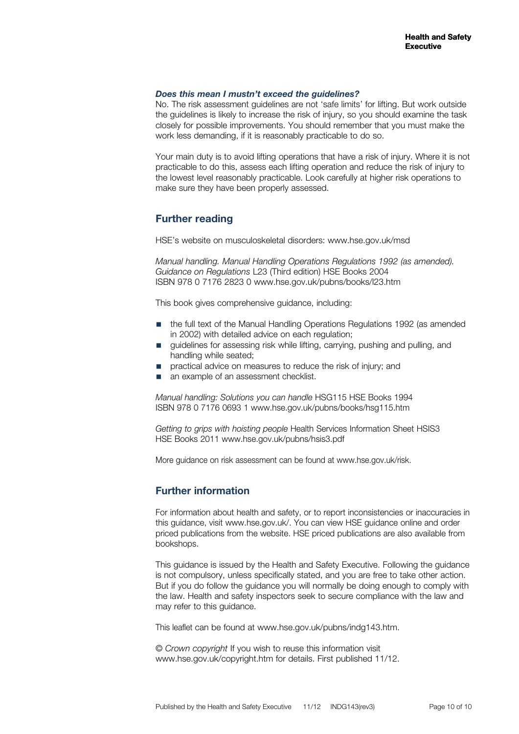***Does this mean I mustn't exceed the guidelines?***

No. The risk assessment guidelines are not 'safe limits' for lifting. But work outside the guidelines is likely to increase the risk of injury, so you should examine the task closely for possible improvements. You should remember that you must make the work less demanding, if it is reasonably practicable to do so.

Your main duty is to avoid lifting operations that have a risk of injury. Where it is not practicable to do this, assess each lifting operation and reduce the risk of injury to the lowest level reasonably practicable. Look carefully at higher risk operations to make sure they have been properly assessed.

## Further reading

HSE's website on musculoskeletal disorders: www.hse.gov.uk/msd

*Manual handling. Manual Handling Operations Regulations 1992 (as amended). Guidance on Regulations* L23 (Third edition) HSE Books 2004 ISBN 978 0 7176 2823 0 www.hse.gov.uk/pubns/books/l23.htm

This book gives comprehensive guidance, including:

- the full text of the Manual Handling Operations Regulations 1992 (as amended in 2002) with detailed advice on each regulation;
- guidelines for assessing risk while lifting, carrying, pushing and pulling, and handling while seated;
- practical advice on measures to reduce the risk of injury; and
- an example of an assessment checklist.

*Manual handling: Solutions you can handle* HSG115 HSE Books 1994 ISBN 978 0 7176 0693 1 www.hse.gov.uk/pubns/books/hsg115.htm

*Getting to grips with hoisting people* Health Services Information Sheet HSIS3 HSE Books 2011 www.hse.gov.uk/pubns/hsis3.pdf

More guidance on risk assessment can be found at www.hse.gov.uk/risk.

## Further information

For information about health and safety, or to report inconsistencies or inaccuracies in this guidance, visit www.hse.gov.uk/. You can view HSE guidance online and order priced publications from the website. HSE priced publications are also available from bookshops.

This guidance is issued by the Health and Safety Executive. Following the guidance is not compulsory, unless specifically stated, and you are free to take other action. But if you do follow the guidance you will normally be doing enough to comply with the law. Health and safety inspectors seek to secure compliance with the law and may refer to this guidance.

This leaflet can be found at www.hse.gov.uk/pubns/indg143.htm.

© *Crown copyright* If you wish to reuse this information visit www.hse.gov.uk/copyright.htm for details. First published 11/12.